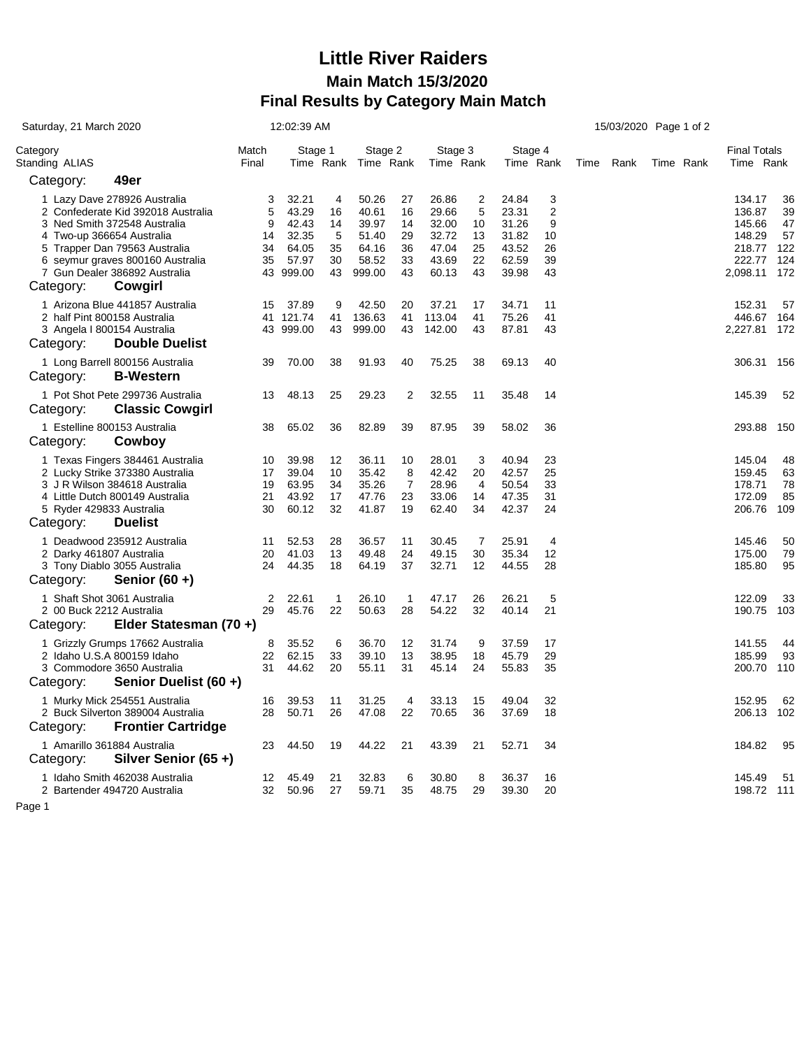# Little River Raiders

## Main Match 15/3/2020

## Final Results by Category Main Match

Saturday, 21 March 2020 12:02:39 AM 15/03/2020

| Category Standing ALIAS | Match Final | Stage 1 Time | Stage 1 Rank | Stage 2 Time | Stage 2 Rank | Stage 3 Time | Stage 3 Rank | Stage 4 Time | Stage 4 Rank | Time | Rank | Time | Rank | Final Totals Time | Final Totals Rank |
|---|---|---|---|---|---|---|---|---|---|---|---|---|---|---|---|
| **Category: 49er** | | | | | | | | | | | | | | | |
| 1 Lazy Dave 278926 Australia | 3 | 32.21 | 4 | 50.26 | 27 | 26.86 | 2 | 24.84 | 3 | | | | | 134.17 | 36 |
| 2 Confederate Kid 392018 Australia | 5 | 43.29 | 16 | 40.61 | 16 | 29.66 | 5 | 23.31 | 2 | | | | | 136.87 | 39 |
| 3 Ned Smith 372548 Australia | 9 | 42.43 | 14 | 39.97 | 14 | 32.00 | 10 | 31.26 | 9 | | | | | 145.66 | 47 |
| 4 Two-up 366654 Australia | 14 | 32.35 | 5 | 51.40 | 29 | 32.72 | 13 | 31.82 | 10 | | | | | 148.29 | 57 |
| 5 Trapper Dan 79563 Australia | 34 | 64.05 | 35 | 64.16 | 36 | 47.04 | 25 | 43.52 | 26 | | | | | 218.77 | 122 |
| 6 seymur graves 800160 Australia | 35 | 57.97 | 30 | 58.52 | 33 | 43.69 | 22 | 62.59 | 39 | | | | | 222.77 | 124 |
| 7 Gun Dealer 386892 Australia | 43 | 999.00 | 43 | 999.00 | 43 | 60.13 | 43 | 39.98 | 43 | | | | | 2,098.11 | 172 |
| **Category: Cowgirl** | | | | | | | | | | | | | | | |
| 1 Arizona Blue 441857 Australia | 15 | 37.89 | 9 | 42.50 | 20 | 37.21 | 17 | 34.71 | 11 | | | | | 152.31 | 57 |
| 2 half Pint 800158 Australia | 41 | 121.74 | 41 | 136.63 | 41 | 113.04 | 41 | 75.26 | 41 | | | | | 446.67 | 164 |
| 3 Angela I 800154 Australia | 43 | 999.00 | 43 | 999.00 | 43 | 142.00 | 43 | 87.81 | 43 | | | | | 2,227.81 | 172 |
| **Category: Double Duelist** | | | | | | | | | | | | | | | |
| 1 Long Barrell 800156 Australia | 39 | 70.00 | 38 | 91.93 | 40 | 75.25 | 38 | 69.13 | 40 | | | | | 306.31 | 156 |
| **Category: B-Western** | | | | | | | | | | | | | | | |
| 1 Pot Shot Pete 299736 Australia | 13 | 48.13 | 25 | 29.23 | 2 | 32.55 | 11 | 35.48 | 14 | | | | | 145.39 | 52 |
| **Category: Classic Cowgirl** | | | | | | | | | | | | | | | |
| 1 Estelline 800153 Australia | 38 | 65.02 | 36 | 82.89 | 39 | 87.95 | 39 | 58.02 | 36 | | | | | 293.88 | 150 |
| **Category: Cowboy** | | | | | | | | | | | | | | | |
| 1 Texas Fingers 384461 Australia | 10 | 39.98 | 12 | 36.11 | 10 | 28.01 | 3 | 40.94 | 23 | | | | | 145.04 | 48 |
| 2 Lucky Strike 373380 Australia | 17 | 39.04 | 10 | 35.42 | 8 | 42.42 | 20 | 42.57 | 25 | | | | | 159.45 | 63 |
| 3 J R Wilson 384618 Australia | 19 | 63.95 | 34 | 35.26 | 7 | 28.96 | 4 | 50.54 | 33 | | | | | 178.71 | 78 |
| 4 Little Dutch 800149 Australia | 21 | 43.92 | 17 | 47.76 | 23 | 33.06 | 14 | 47.35 | 31 | | | | | 172.09 | 85 |
| 5 Ryder 429833 Australia | 30 | 60.12 | 32 | 41.87 | 19 | 62.40 | 34 | 42.37 | 24 | | | | | 206.76 | 109 |
| **Category: Duelist** | | | | | | | | | | | | | | | |
| 1 Deadwood 235912 Australia | 11 | 52.53 | 28 | 36.57 | 11 | 30.45 | 7 | 25.91 | 4 | | | | | 145.46 | 50 |
| 2 Darky 461807 Australia | 20 | 41.03 | 13 | 49.48 | 24 | 49.15 | 30 | 35.34 | 12 | | | | | 175.00 | 79 |
| 3 Tony Diablo 3055 Australia | 24 | 44.35 | 18 | 64.19 | 37 | 32.71 | 12 | 44.55 | 28 | | | | | 185.80 | 95 |
| **Category: Senior (60 +)** | | | | | | | | | | | | | | | |
| 1 Shaft Shot 3061 Australia | 2 | 22.61 | 1 | 26.10 | 1 | 47.17 | 26 | 26.21 | 5 | | | | | 122.09 | 33 |
| 2 00 Buck 2212 Australia | 29 | 45.76 | 22 | 50.63 | 28 | 54.22 | 32 | 40.14 | 21 | | | | | 190.75 | 103 |
| **Category: Elder Statesman (70 +)** | | | | | | | | | | | | | | | |
| 1 Grizzly Grumps 17662 Australia | 8 | 35.52 | 6 | 36.70 | 12 | 31.74 | 9 | 37.59 | 17 | | | | | 141.55 | 44 |
| 2 Idaho U.S.A 800159 Idaho | 22 | 62.15 | 33 | 39.10 | 13 | 38.95 | 18 | 45.79 | 29 | | | | | 185.99 | 93 |
| 3 Commodore 3650 Australia | 31 | 44.62 | 20 | 55.11 | 31 | 45.14 | 24 | 55.83 | 35 | | | | | 200.70 | 110 |
| **Category: Senior Duelist (60 +)** | | | | | | | | | | | | | | | |
| 1 Murky Mick 254551 Australia | 16 | 39.53 | 11 | 31.25 | 4 | 33.13 | 15 | 49.04 | 32 | | | | | 152.95 | 62 |
| 2 Buck Silverton 389004 Australia | 28 | 50.71 | 26 | 47.08 | 22 | 70.65 | 36 | 37.69 | 18 | | | | | 206.13 | 102 |
| **Category: Frontier Cartridge** | | | | | | | | | | | | | | | |
| 1 Amarillo 361884 Australia | 23 | 44.50 | 19 | 44.22 | 21 | 43.39 | 21 | 52.71 | 34 | | | | | 184.82 | 95 |
| **Category: Silver Senior (65 +)** | | | | | | | | | | | | | | | |
| 1 Idaho Smith 462038 Australia | 12 | 45.49 | 21 | 32.83 | 6 | 30.80 | 8 | 36.37 | 16 | | | | | 145.49 | 51 |
| 2 Bartender 494720 Australia | 32 | 50.96 | 27 | 59.71 | 35 | 48.75 | 29 | 39.30 | 20 | | | | | 198.72 | 111 |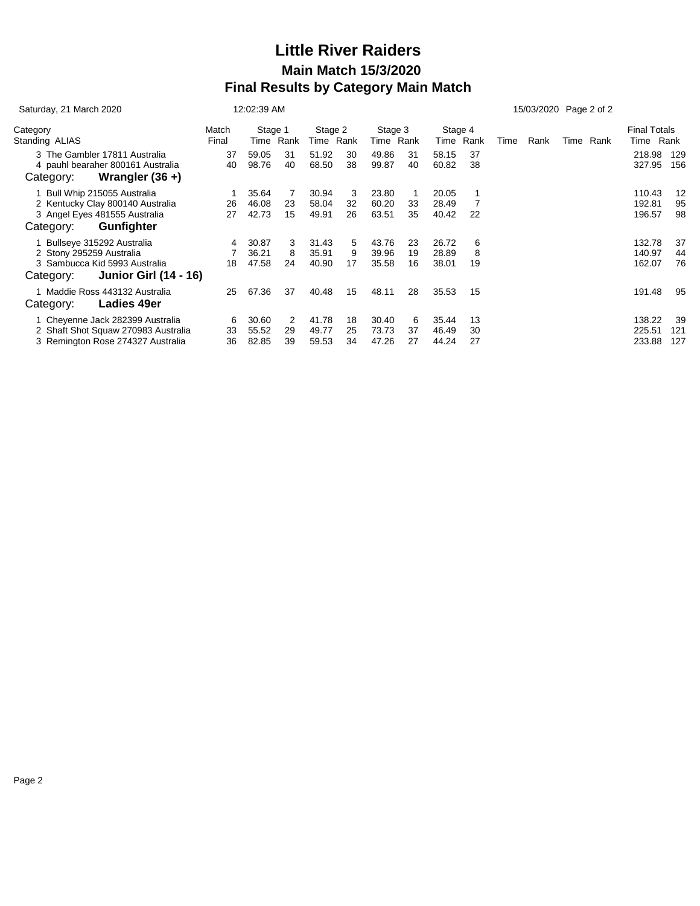# Little River Raiders

## Main Match 15/3/2020

## Final Results by Category Main Match

Saturday, 21 March 2020 12:02:39 AM 15/03/2020

| Category Standing ALIAS | Match Final | Stage 1 Time | Stage 1 Rank | Stage 2 Time | Stage 2 Rank | Stage 3 Time | Stage 3 Rank | Stage 4 Time | Stage 4 Rank | Time | Rank | Time | Rank | Final Totals Time | Final Totals Rank |
|---|---|---|---|---|---|---|---|---|---|---|---|---|---|---|---|
| 3 The Gambler 17811 Australia | 37 | 59.05 | 31 | 51.92 | 30 | 49.86 | 31 | 58.15 | 37 | | | | | 218.98 | 129 |
| 4 pauhl bearaher 800161 Australia | 40 | 98.76 | 40 | 68.50 | 38 | 99.87 | 40 | 60.82 | 38 | | | | | 327.95 | 156 |
| **Category: Wrangler (36 +)** | | | | | | | | | | | | | | | |
| 1 Bull Whip 215055 Australia | 1 | 35.64 | 7 | 30.94 | 3 | 23.80 | 1 | 20.05 | 1 | | | | | 110.43 | 12 |
| 2 Kentucky Clay 800140 Australia | 26 | 46.08 | 23 | 58.04 | 32 | 60.20 | 33 | 28.49 | 7 | | | | | 192.81 | 95 |
| 3 Angel Eyes 481555 Australia | 27 | 42.73 | 15 | 49.91 | 26 | 63.51 | 35 | 40.42 | 22 | | | | | 196.57 | 98 |
| **Category: Gunfighter** | | | | | | | | | | | | | | | |
| 1 Bullseye 315292 Australia | 4 | 30.87 | 3 | 31.43 | 5 | 43.76 | 23 | 26.72 | 6 | | | | | 132.78 | 37 |
| 2 Stony 295259 Australia | 7 | 36.21 | 8 | 35.91 | 9 | 39.96 | 19 | 28.89 | 8 | | | | | 140.97 | 44 |
| 3 Sambucca Kid 5993 Australia | 18 | 47.58 | 24 | 40.90 | 17 | 35.58 | 16 | 38.01 | 19 | | | | | 162.07 | 76 |
| **Category: Junior Girl (14 - 16)** | | | | | | | | | | | | | | | |
| 1 Maddie Ross 443132 Australia | 25 | 67.36 | 37 | 40.48 | 15 | 48.11 | 28 | 35.53 | 15 | | | | | 191.48 | 95 |
| **Category: Ladies 49er** | | | | | | | | | | | | | | | |
| 1 Cheyenne Jack 282399 Australia | 6 | 30.60 | 2 | 41.78 | 18 | 30.40 | 6 | 35.44 | 13 | | | | | 138.22 | 39 |
| 2 Shaft Shot Squaw 270983 Australia | 33 | 55.52 | 29 | 49.77 | 25 | 73.73 | 37 | 46.49 | 30 | | | | | 225.51 | 121 |
| 3 Remington Rose 274327 Australia | 36 | 82.85 | 39 | 59.53 | 34 | 47.26 | 27 | 44.24 | 27 | | | | | 233.88 | 127 |